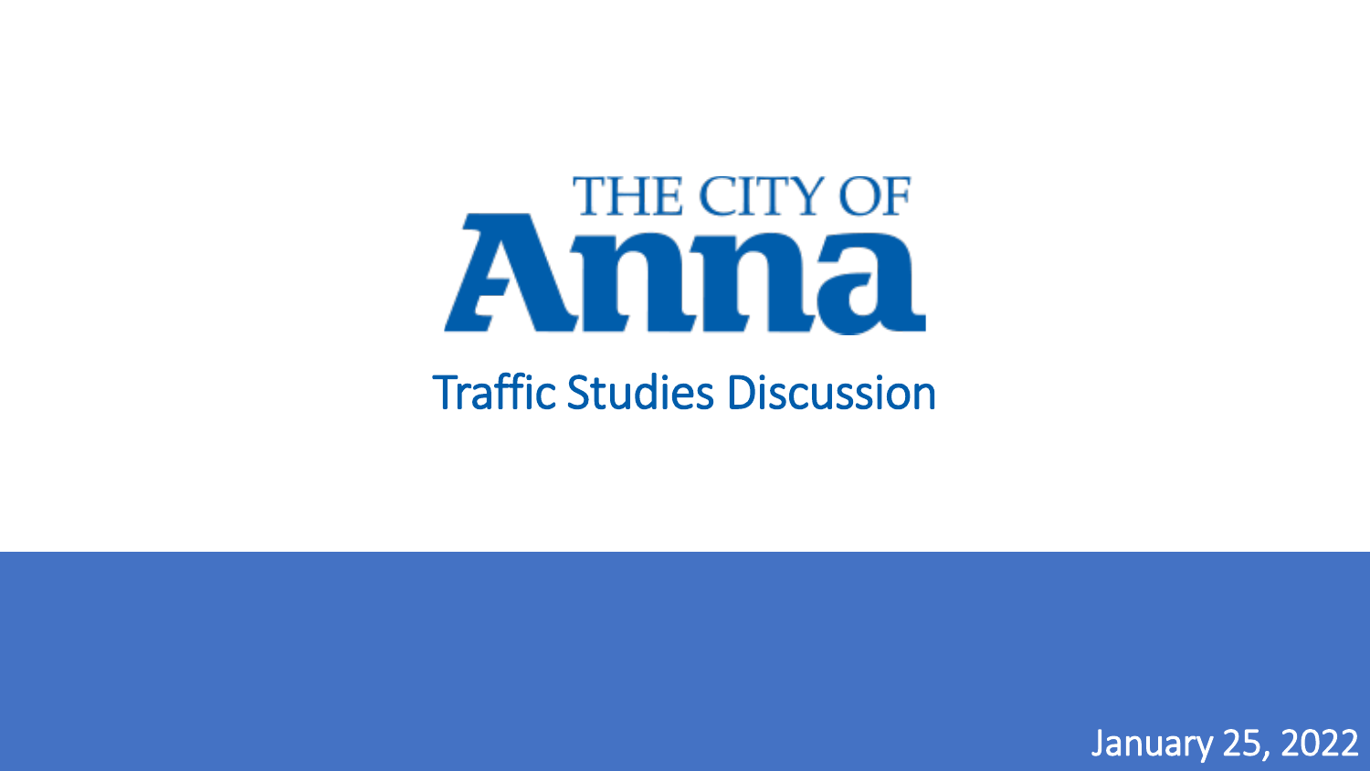THE CITY OF

# Anna

## Traffic Studies Discussion

January 25, 2022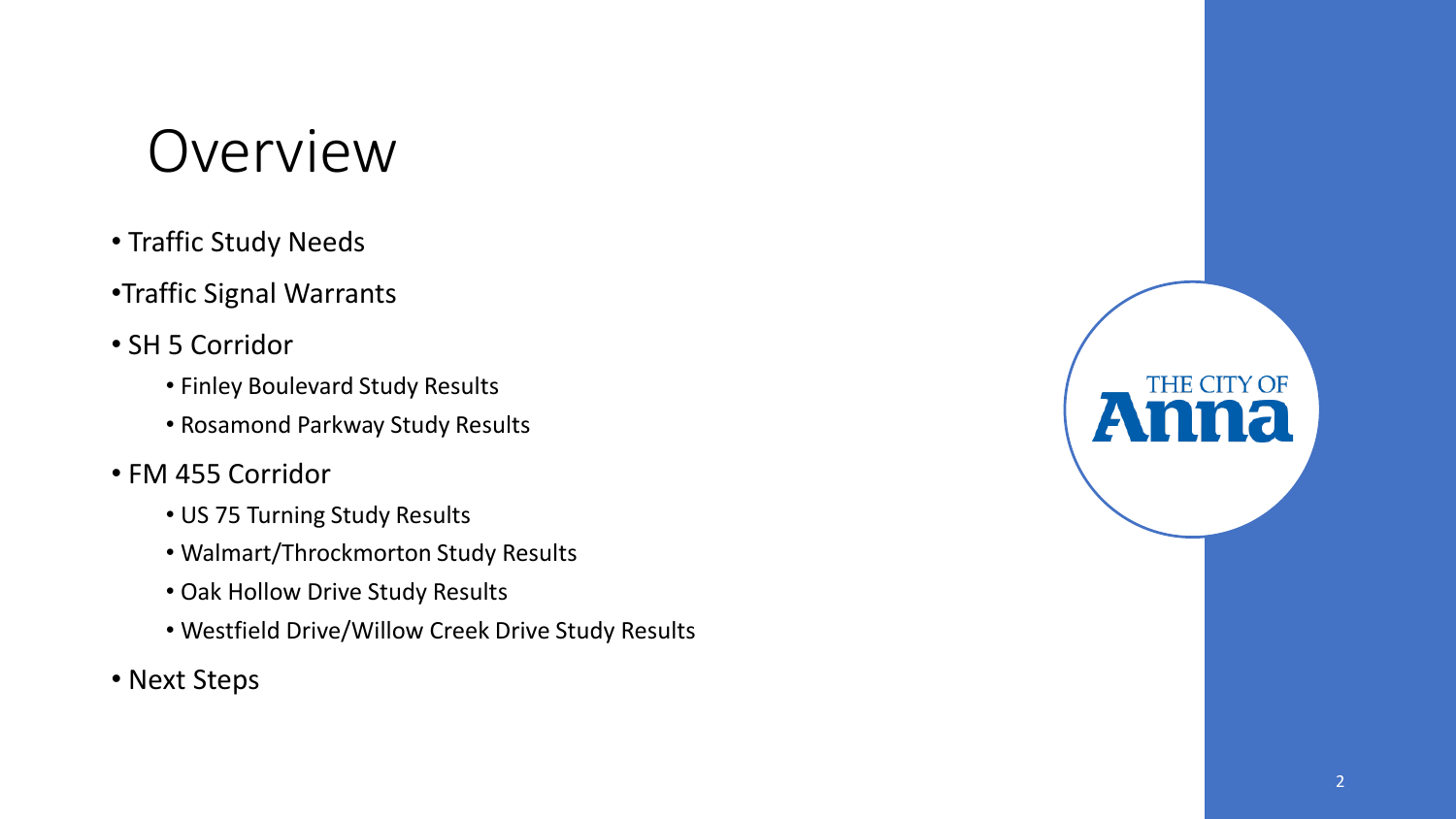# Overview

- Traffic Study Needs
- Traffic Signal Warrants
- SH 5 Corridor
  - Finley Boulevard Study Results
  - Rosamond Parkway Study Results
- FM 455 Corridor
  - US 75 Turning Study Results
  - Walmart/Throckmorton Study Results
  - Oak Hollow Drive Study Results
  - Westfield Drive/Willow Creek Drive Study Results
- Next Steps

THE CITY OF Anna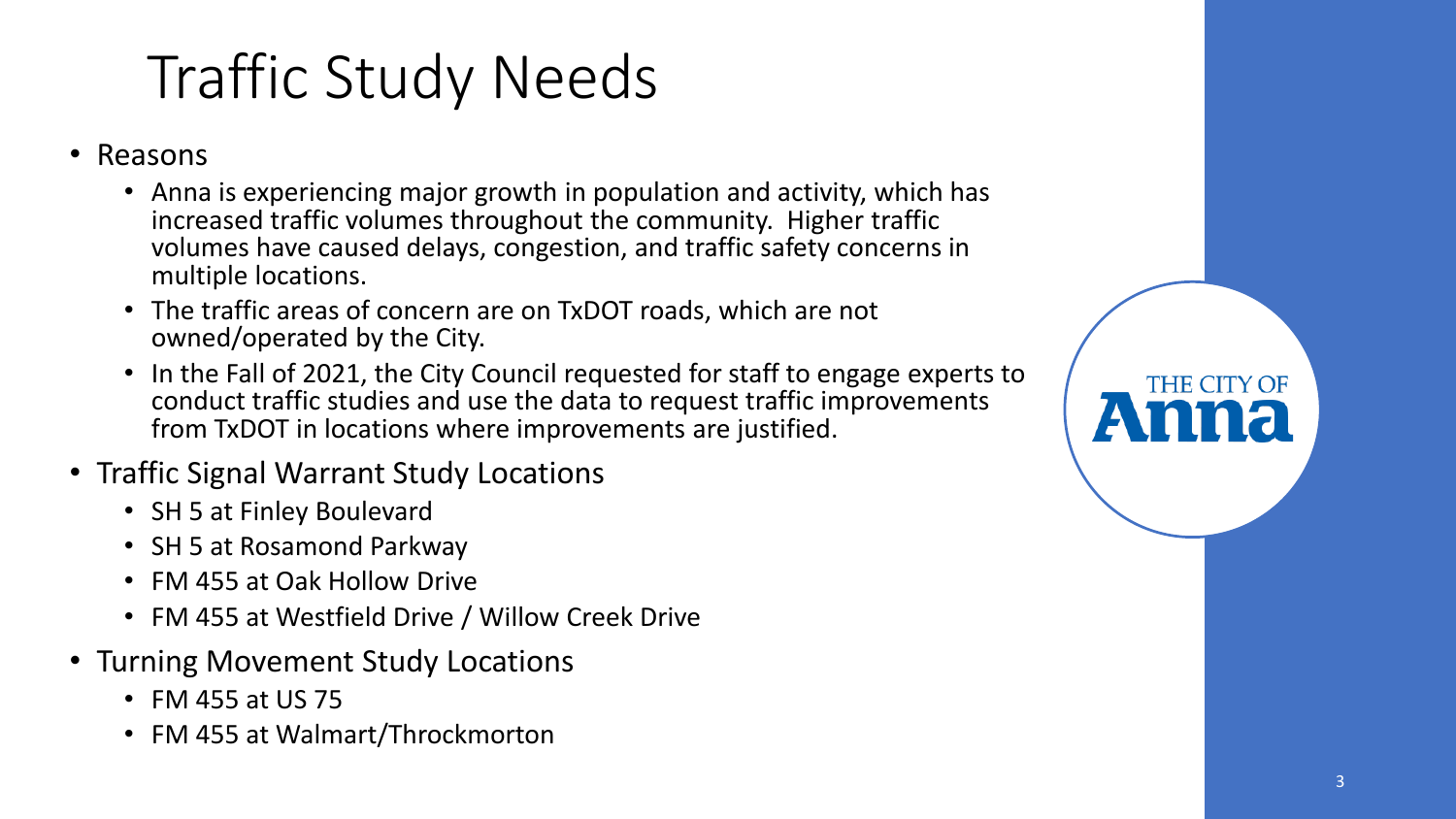# Traffic Study Needs

- Reasons
  - Anna is experiencing major growth in population and activity, which has increased traffic volumes throughout the community. Higher traffic volumes have caused delays, congestion, and traffic safety concerns in multiple locations.
  - The traffic areas of concern are on TxDOT roads, which are not owned/operated by the City.
  - In the Fall of 2021, the City Council requested for staff to engage experts to conduct traffic studies and use the data to request traffic improvements from TxDOT in locations where improvements are justified.
- Traffic Signal Warrant Study Locations
  - SH 5 at Finley Boulevard
  - SH 5 at Rosamond Parkway
  - FM 455 at Oak Hollow Drive
  - FM 455 at Westfield Drive / Willow Creek Drive
- Turning Movement Study Locations
  - FM 455 at US 75
  - FM 455 at Walmart/Throckmorton

THE CITY OF Anna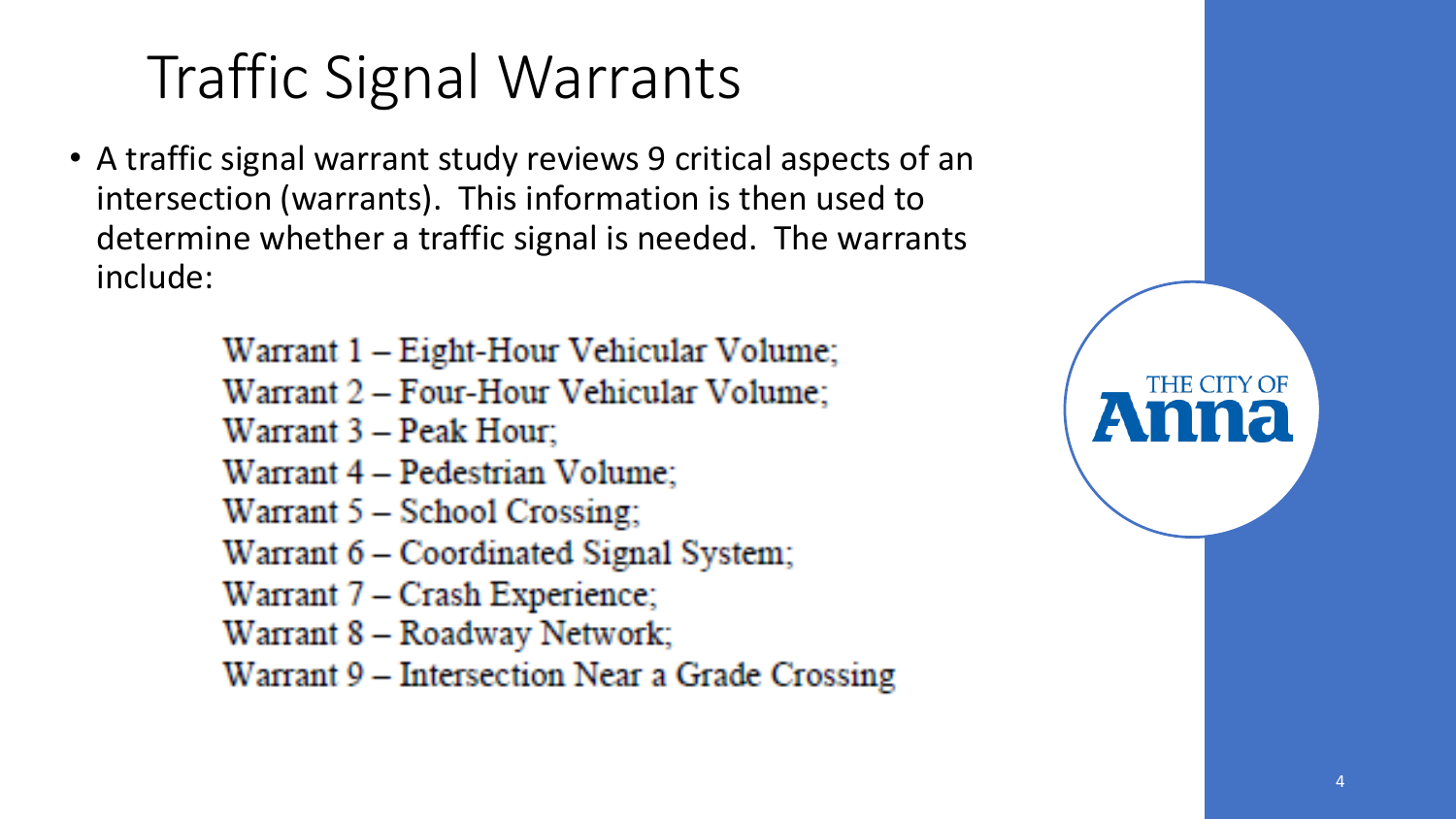# Traffic Signal Warrants

- A traffic signal warrant study reviews 9 critical aspects of an intersection (warrants). This information is then used to determine whether a traffic signal is needed. The warrants include:

  Warrant 1 – Eight-Hour Vehicular Volume;
  Warrant 2 – Four-Hour Vehicular Volume;
  Warrant 3 – Peak Hour;
  Warrant 4 – Pedestrian Volume;
  Warrant 5 – School Crossing;
  Warrant 6 – Coordinated Signal System;
  Warrant 7 – Crash Experience;
  Warrant 8 – Roadway Network;
  Warrant 9 – Intersection Near a Grade Crossing

THE CITY OF Anna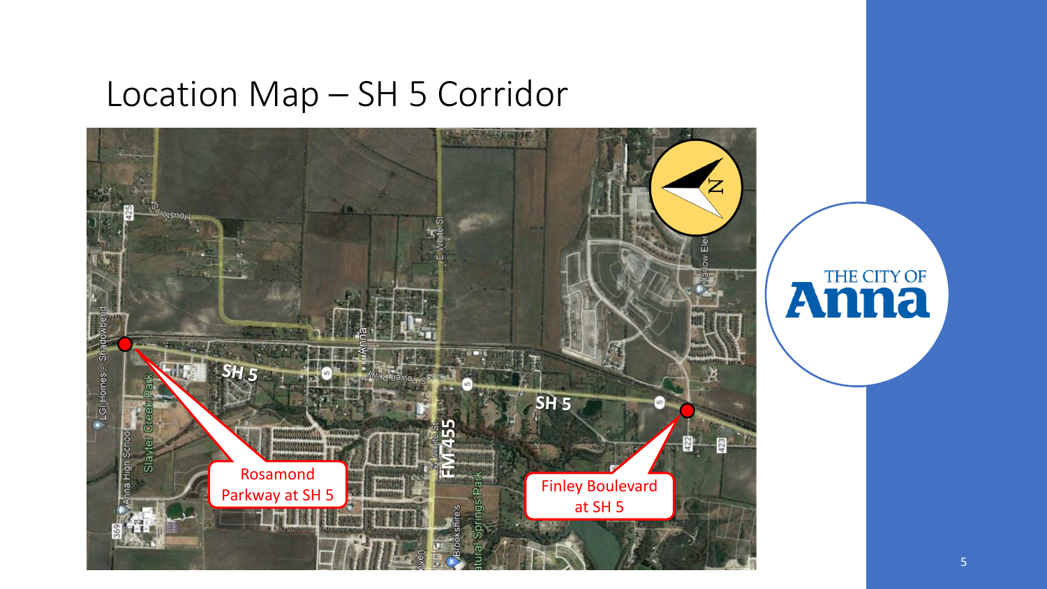# Location Map – SH 5 Corridor

Rosamond Parkway at SH 5

Finley Boulevard at SH 5

SH 5

SH 5

FM 455

THE CITY OF Anna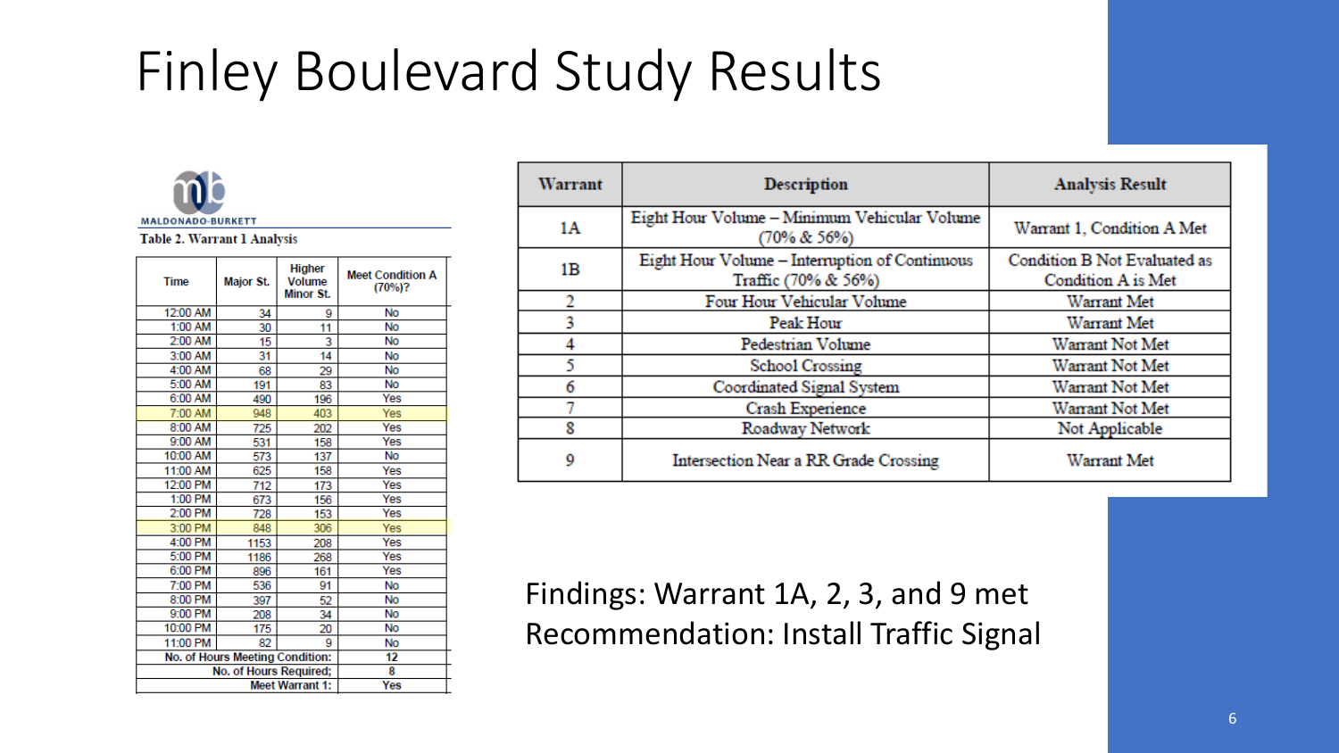# Finley Boulevard Study Results

MALDONADO-BURKETT

**Table 2. Warrant 1 Analysis**

| Time | Major St. | Higher Volume Minor St. | Meet Condition A (70%)? |
|---|---|---|---|
| 12:00 AM | 34 | 9 | No |
| 1:00 AM | 30 | 11 | No |
| 2:00 AM | 15 | 3 | No |
| 3:00 AM | 31 | 14 | No |
| 4:00 AM | 68 | 29 | No |
| 5:00 AM | 191 | 83 | No |
| 6:00 AM | 490 | 196 | Yes |
| 7:00 AM | 948 | 403 | Yes |
| 8:00 AM | 725 | 202 | Yes |
| 9:00 AM | 531 | 158 | Yes |
| 10:00 AM | 573 | 137 | No |
| 11:00 AM | 625 | 158 | Yes |
| 12:00 PM | 712 | 173 | Yes |
| 1:00 PM | 673 | 156 | Yes |
| 2:00 PM | 728 | 153 | Yes |
| 3:00 PM | 848 | 306 | Yes |
| 4:00 PM | 1153 | 208 | Yes |
| 5:00 PM | 1186 | 268 | Yes |
| 6:00 PM | 896 | 161 | Yes |
| 7:00 PM | 536 | 91 | No |
| 8:00 PM | 397 | 52 | No |
| 9:00 PM | 208 | 34 | No |
| 10:00 PM | 175 | 20 | No |
| 11:00 PM | 82 | 9 | No |
| No. of Hours Meeting Condition: | | | 12 |
| No. of Hours Required: | | | 8 |
| Meet Warrant 1: | | | Yes |

| Warrant | Description | Analysis Result |
|---|---|---|
| 1A | Eight Hour Volume – Minimum Vehicular Volume (70% & 56%) | Warrant 1, Condition A Met |
| 1B | Eight Hour Volume – Interruption of Continuous Traffic (70% & 56%) | Condition B Not Evaluated as Condition A is Met |
| 2 | Four Hour Vehicular Volume | Warrant Met |
| 3 | Peak Hour | Warrant Met |
| 4 | Pedestrian Volume | Warrant Not Met |
| 5 | School Crossing | Warrant Not Met |
| 6 | Coordinated Signal System | Warrant Not Met |
| 7 | Crash Experience | Warrant Not Met |
| 8 | Roadway Network | Not Applicable |
| 9 | Intersection Near a RR Grade Crossing | Warrant Met |

Findings: Warrant 1A, 2, 3, and 9 met

Recommendation: Install Traffic Signal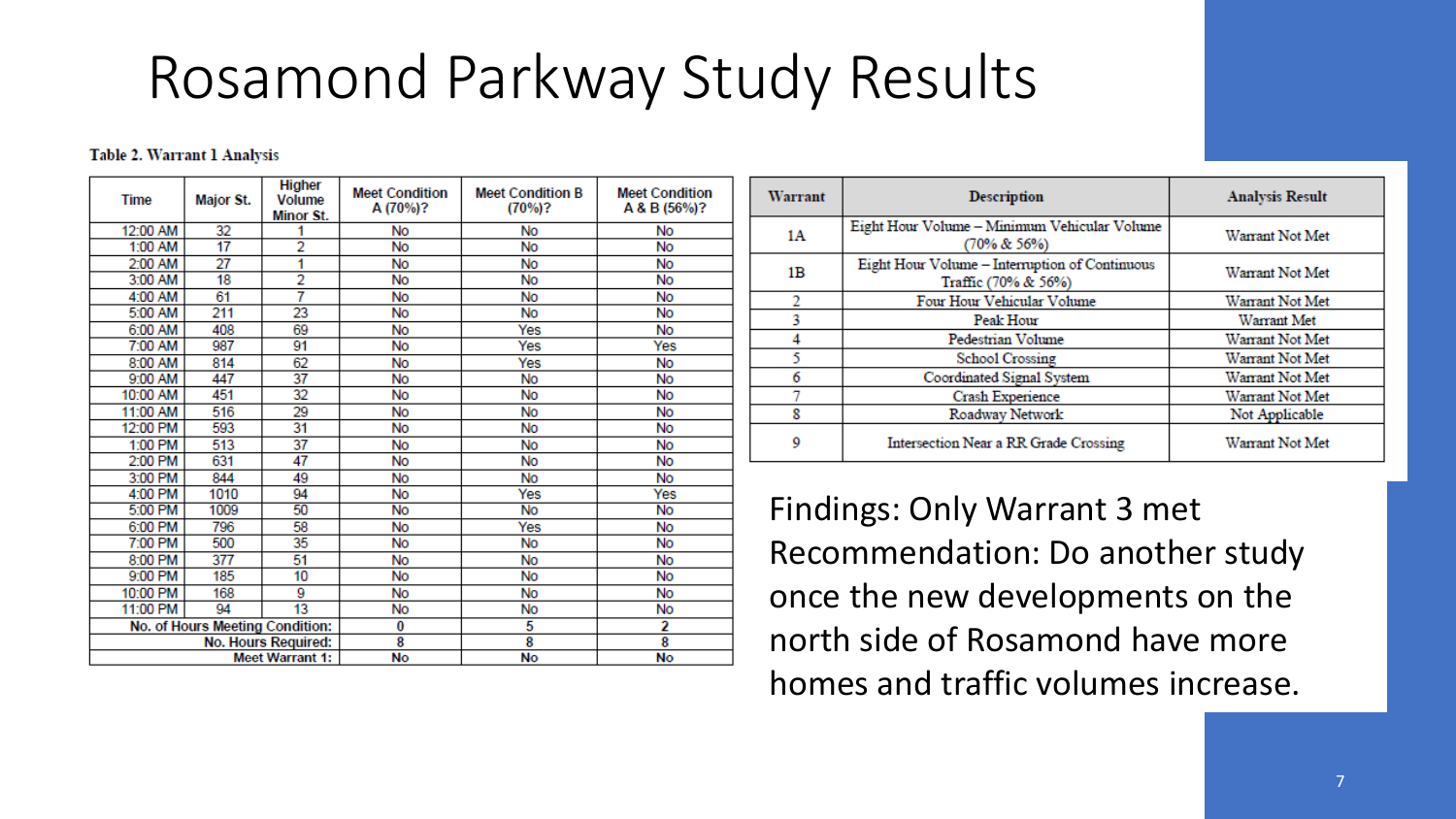# Rosamond Parkway Study Results

**Table 2. Warrant 1 Analysis**

| Time | Major St. | Higher Volume Minor St. | Meet Condition A (70%)? | Meet Condition B (70%)? | Meet Condition A & B (56%)? |
|---|---|---|---|---|---|
| 12:00 AM | 32 | 1 | No | No | No |
| 1:00 AM | 17 | 2 | No | No | No |
| 2:00 AM | 27 | 1 | No | No | No |
| 3:00 AM | 18 | 2 | No | No | No |
| 4:00 AM | 61 | 7 | No | No | No |
| 5:00 AM | 211 | 23 | No | No | No |
| 6:00 AM | 408 | 69 | No | Yes | No |
| 7:00 AM | 987 | 91 | No | Yes | Yes |
| 8:00 AM | 814 | 62 | No | Yes | No |
| 9:00 AM | 447 | 37 | No | No | No |
| 10:00 AM | 451 | 32 | No | No | No |
| 11:00 AM | 516 | 29 | No | No | No |
| 12:00 PM | 593 | 31 | No | No | No |
| 1:00 PM | 513 | 37 | No | No | No |
| 2:00 PM | 631 | 47 | No | No | No |
| 3:00 PM | 844 | 49 | No | No | No |
| 4:00 PM | 1010 | 94 | No | Yes | Yes |
| 5:00 PM | 1009 | 50 | No | No | No |
| 6:00 PM | 796 | 58 | No | Yes | No |
| 7:00 PM | 500 | 35 | No | No | No |
| 8:00 PM | 377 | 51 | No | No | No |
| 9:00 PM | 185 | 10 | No | No | No |
| 10:00 PM | 168 | 9 | No | No | No |
| 11:00 PM | 94 | 13 | No | No | No |
| **No. of Hours Meeting Condition:** | | | **0** | **5** | **2** |
| **No. Hours Required:** | | | **8** | **8** | **8** |
| **Meet Warrant 1:** | | | **No** | **No** | **No** |

| Warrant | Description | Analysis Result |
|---|---|---|
| 1A | Eight Hour Volume – Minimum Vehicular Volume (70% & 56%) | Warrant Not Met |
| 1B | Eight Hour Volume – Interruption of Continuous Traffic (70% & 56%) | Warrant Not Met |
| 2 | Four Hour Vehicular Volume | Warrant Not Met |
| 3 | Peak Hour | Warrant Met |
| 4 | Pedestrian Volume | Warrant Not Met |
| 5 | School Crossing | Warrant Not Met |
| 6 | Coordinated Signal System | Warrant Not Met |
| 7 | Crash Experience | Warrant Not Met |
| 8 | Roadway Network | Not Applicable |
| 9 | Intersection Near a RR Grade Crossing | Warrant Not Met |

Findings: Only Warrant 3 met

Recommendation: Do another study once the new developments on the north side of Rosamond have more homes and traffic volumes increase.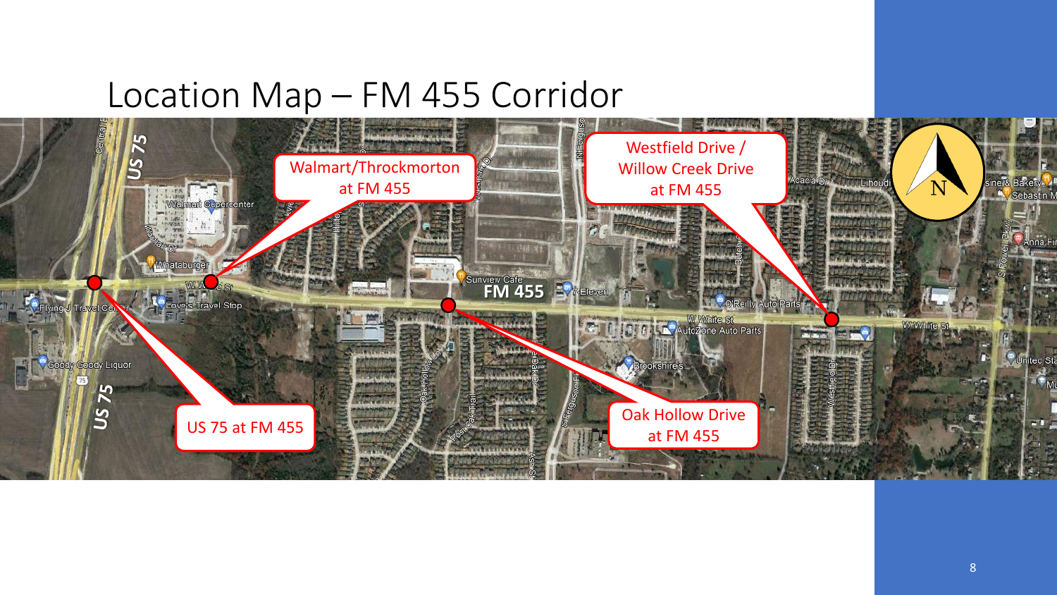# Location Map – FM 455 Corridor

Walmart/Throckmorton at FM 455

Westfield Drive / Willow Creek Drive at FM 455

US 75 at FM 455

Oak Hollow Drive at FM 455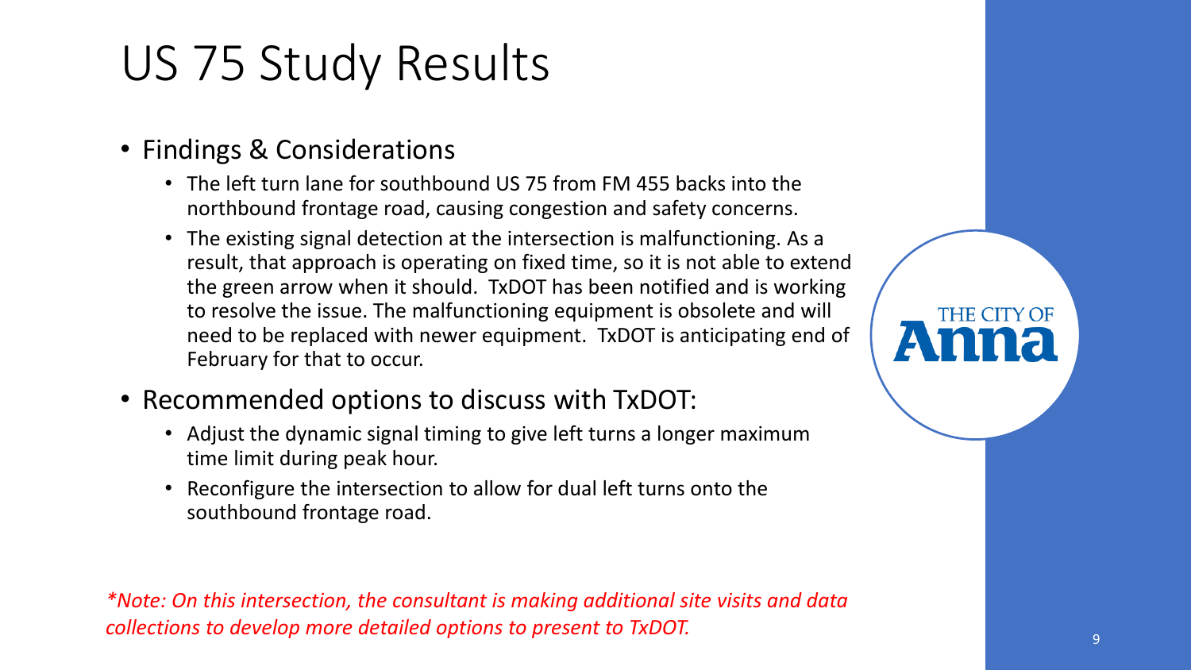# US 75 Study Results

- Findings & Considerations
  - The left turn lane for southbound US 75 from FM 455 backs into the northbound frontage road, causing congestion and safety concerns.
  - The existing signal detection at the intersection is malfunctioning. As a result, that approach is operating on fixed time, so it is not able to extend the green arrow when it should. TxDOT has been notified and is working to resolve the issue. The malfunctioning equipment is obsolete and will need to be replaced with newer equipment. TxDOT is anticipating end of February for that to occur.
- Recommended options to discuss with TxDOT:
  - Adjust the dynamic signal timing to give left turns a longer maximum time limit during peak hour.
  - Reconfigure the intersection to allow for dual left turns onto the southbound frontage road.

THE CITY OF Anna

*\*Note: On this intersection, the consultant is making additional site visits and data collections to develop more detailed options to present to TxDOT.*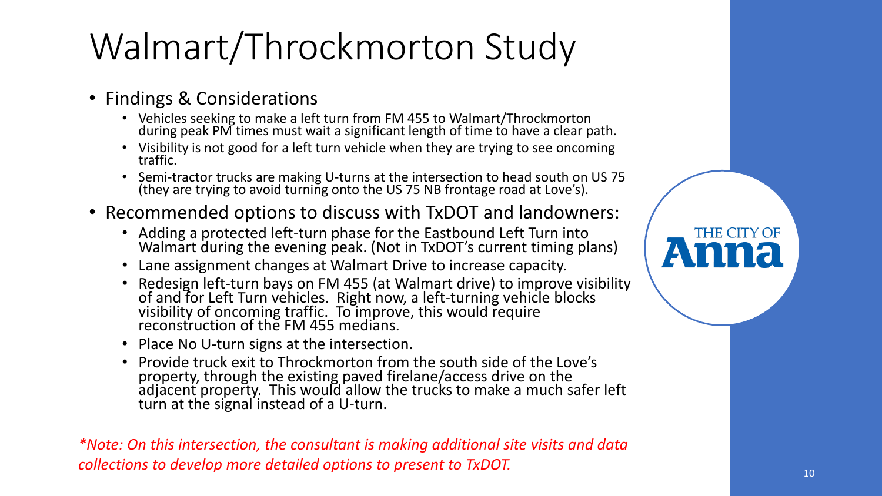# Walmart/Throckmorton Study

- Findings & Considerations
  - Vehicles seeking to make a left turn from FM 455 to Walmart/Throckmorton during peak PM times must wait a significant length of time to have a clear path.
  - Visibility is not good for a left turn vehicle when they are trying to see oncoming traffic.
  - Semi-tractor trucks are making U-turns at the intersection to head south on US 75 (they are trying to avoid turning onto the US 75 NB frontage road at Love's).
- Recommended options to discuss with TxDOT and landowners:
  - Adding a protected left-turn phase for the Eastbound Left Turn into Walmart during the evening peak. (Not in TxDOT's current timing plans)
  - Lane assignment changes at Walmart Drive to increase capacity.
  - Redesign left-turn bays on FM 455 (at Walmart drive) to improve visibility of and for Left Turn vehicles. Right now, a left-turning vehicle blocks visibility of oncoming traffic. To improve, this would require reconstruction of the FM 455 medians.
  - Place No U-turn signs at the intersection.
  - Provide truck exit to Throckmorton from the south side of the Love's property, through the existing paved firelane/access drive on the adjacent property. This would allow the trucks to make a much safer left turn at the signal instead of a U-turn.

*\*Note: On this intersection, the consultant is making additional site visits and data collections to develop more detailed options to present to TxDOT.*

THE CITY OF Anna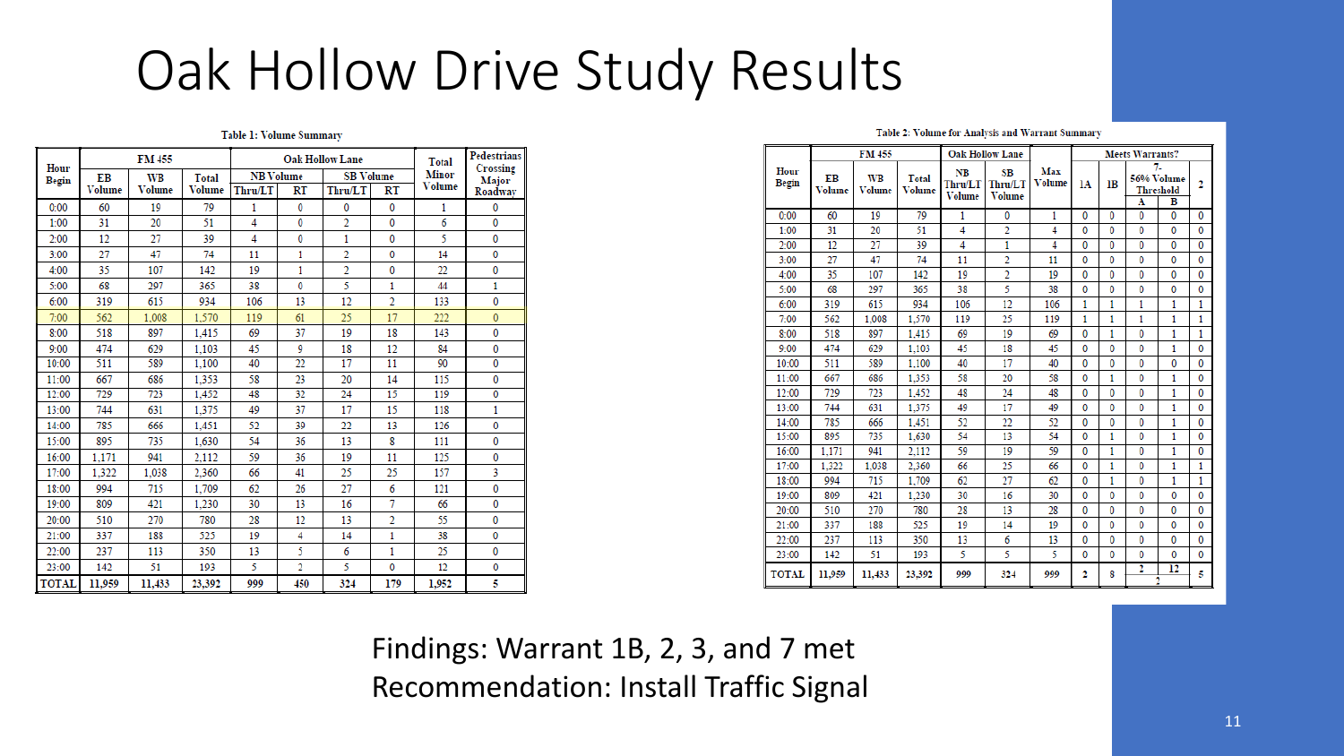# Oak Hollow Drive Study Results

**Table 1: Volume Summary**

| Hour Begin | FM 455 | | | Oak Hollow Lane | | | | Total Minor Volume | Pedestrians Crossing Major Roadway |
|---|---|---|---|---|---|---|---|---|---|
| | EB Volume | WB Volume | Total Volume | NB Volume | | SB Volume | | | |
| | | | | Thru/LT | RT | Thru/LT | RT | | |
| 0:00 | 60 | 19 | 79 | 1 | 0 | 0 | 0 | 1 | 0 |
| 1:00 | 31 | 20 | 51 | 4 | 0 | 2 | 0 | 6 | 0 |
| 2:00 | 12 | 27 | 39 | 4 | 0 | 1 | 0 | 5 | 0 |
| 3:00 | 27 | 47 | 74 | 11 | 1 | 2 | 0 | 14 | 0 |
| 4:00 | 35 | 107 | 142 | 19 | 1 | 2 | 0 | 22 | 0 |
| 5:00 | 68 | 297 | 365 | 38 | 0 | 5 | 1 | 44 | 1 |
| 6:00 | 319 | 615 | 934 | 106 | 13 | 12 | 2 | 133 | 0 |
| 7:00 | 562 | 1,008 | 1,570 | 119 | 61 | 25 | 17 | 222 | 0 |
| 8:00 | 518 | 897 | 1,415 | 69 | 37 | 19 | 18 | 143 | 0 |
| 9:00 | 474 | 629 | 1,103 | 45 | 9 | 18 | 12 | 84 | 0 |
| 10:00 | 511 | 589 | 1,100 | 40 | 22 | 17 | 11 | 90 | 0 |
| 11:00 | 667 | 686 | 1,353 | 58 | 23 | 20 | 14 | 115 | 0 |
| 12:00 | 729 | 723 | 1,452 | 48 | 32 | 24 | 15 | 119 | 0 |
| 13:00 | 744 | 631 | 1,375 | 49 | 37 | 17 | 15 | 118 | 1 |
| 14:00 | 785 | 666 | 1,451 | 52 | 39 | 22 | 13 | 126 | 0 |
| 15:00 | 895 | 735 | 1,630 | 54 | 36 | 13 | 8 | 111 | 0 |
| 16:00 | 1,171 | 941 | 2,112 | 59 | 36 | 19 | 11 | 125 | 0 |
| 17:00 | 1,322 | 1,038 | 2,360 | 66 | 41 | 25 | 25 | 157 | 3 |
| 18:00 | 994 | 715 | 1,709 | 62 | 26 | 27 | 6 | 121 | 0 |
| 19:00 | 809 | 421 | 1,230 | 30 | 13 | 16 | 7 | 66 | 0 |
| 20:00 | 510 | 270 | 780 | 28 | 12 | 13 | 2 | 55 | 0 |
| 21:00 | 337 | 188 | 525 | 19 | 4 | 14 | 1 | 38 | 0 |
| 22:00 | 237 | 113 | 350 | 13 | 5 | 6 | 1 | 25 | 0 |
| 23:00 | 142 | 51 | 193 | 5 | 2 | 5 | 0 | 12 | 0 |
| TOTAL | 11,959 | 11,433 | 23,392 | 999 | 450 | 324 | 179 | 1,952 | 5 |

**Table 2: Volume for Analysis and Warrant Summary**

| Hour Begin | FM 455 | | | Oak Hollow Lane | | Max Volume | Meets Warrants? | | | | |
|---|---|---|---|---|---|---|---|---|---|---|---|
| | EB Volume | WB Volume | Total Volume | NB Thru/LT Volume | SB Thru/LT Volume | | 1A | 1B | 7-56% Volume Threshold | | 2 |
| | | | | | | | | | A | B | |
| 0:00 | 60 | 19 | 79 | 1 | 0 | 1 | 0 | 0 | 0 | 0 | 0 |
| 1:00 | 31 | 20 | 51 | 4 | 2 | 4 | 0 | 0 | 0 | 0 | 0 |
| 2:00 | 12 | 27 | 39 | 4 | 1 | 4 | 0 | 0 | 0 | 0 | 0 |
| 3:00 | 27 | 47 | 74 | 11 | 2 | 11 | 0 | 0 | 0 | 0 | 0 |
| 4:00 | 35 | 107 | 142 | 19 | 2 | 19 | 0 | 0 | 0 | 0 | 0 |
| 5:00 | 68 | 297 | 365 | 38 | 5 | 38 | 0 | 0 | 0 | 0 | 0 |
| 6:00 | 319 | 615 | 934 | 106 | 12 | 106 | 1 | 1 | 1 | 1 | 1 |
| 7:00 | 562 | 1,008 | 1,570 | 119 | 25 | 119 | 1 | 1 | 1 | 1 | 1 |
| 8:00 | 518 | 897 | 1,415 | 69 | 19 | 69 | 0 | 1 | 0 | 1 | 1 |
| 9:00 | 474 | 629 | 1,103 | 45 | 18 | 45 | 0 | 0 | 0 | 1 | 0 |
| 10:00 | 511 | 589 | 1,100 | 40 | 17 | 40 | 0 | 0 | 0 | 0 | 0 |
| 11:00 | 667 | 686 | 1,353 | 58 | 20 | 58 | 0 | 1 | 0 | 1 | 0 |
| 12:00 | 729 | 723 | 1,452 | 48 | 24 | 48 | 0 | 0 | 0 | 1 | 0 |
| 13:00 | 744 | 631 | 1,375 | 49 | 17 | 49 | 0 | 0 | 0 | 1 | 0 |
| 14:00 | 785 | 666 | 1,451 | 52 | 22 | 52 | 0 | 0 | 0 | 1 | 0 |
| 15:00 | 895 | 735 | 1,630 | 54 | 13 | 54 | 0 | 1 | 0 | 1 | 0 |
| 16:00 | 1,171 | 941 | 2,112 | 59 | 19 | 59 | 0 | 1 | 0 | 1 | 0 |
| 17:00 | 1,322 | 1,038 | 2,360 | 66 | 25 | 66 | 0 | 1 | 0 | 1 | 1 |
| 18:00 | 994 | 715 | 1,709 | 62 | 27 | 62 | 0 | 1 | 0 | 1 | 1 |
| 19:00 | 809 | 421 | 1,230 | 30 | 16 | 30 | 0 | 0 | 0 | 0 | 0 |
| 20:00 | 510 | 270 | 780 | 28 | 13 | 28 | 0 | 0 | 0 | 0 | 0 |
| 21:00 | 337 | 188 | 525 | 19 | 14 | 19 | 0 | 0 | 0 | 0 | 0 |
| 22:00 | 237 | 113 | 350 | 13 | 6 | 13 | 0 | 0 | 0 | 0 | 0 |
| 23:00 | 142 | 51 | 193 | 5 | 5 | 5 | 0 | 0 | 0 | 0 | 0 |
| TOTAL | 11,959 | 11,433 | 23,392 | 999 | 324 | 999 | 2 | 8 | 2 | 12 | 5 |
| | | | | | | | | | 2 | | |

Findings: Warrant 1B, 2, 3, and 7 met

Recommendation: Install Traffic Signal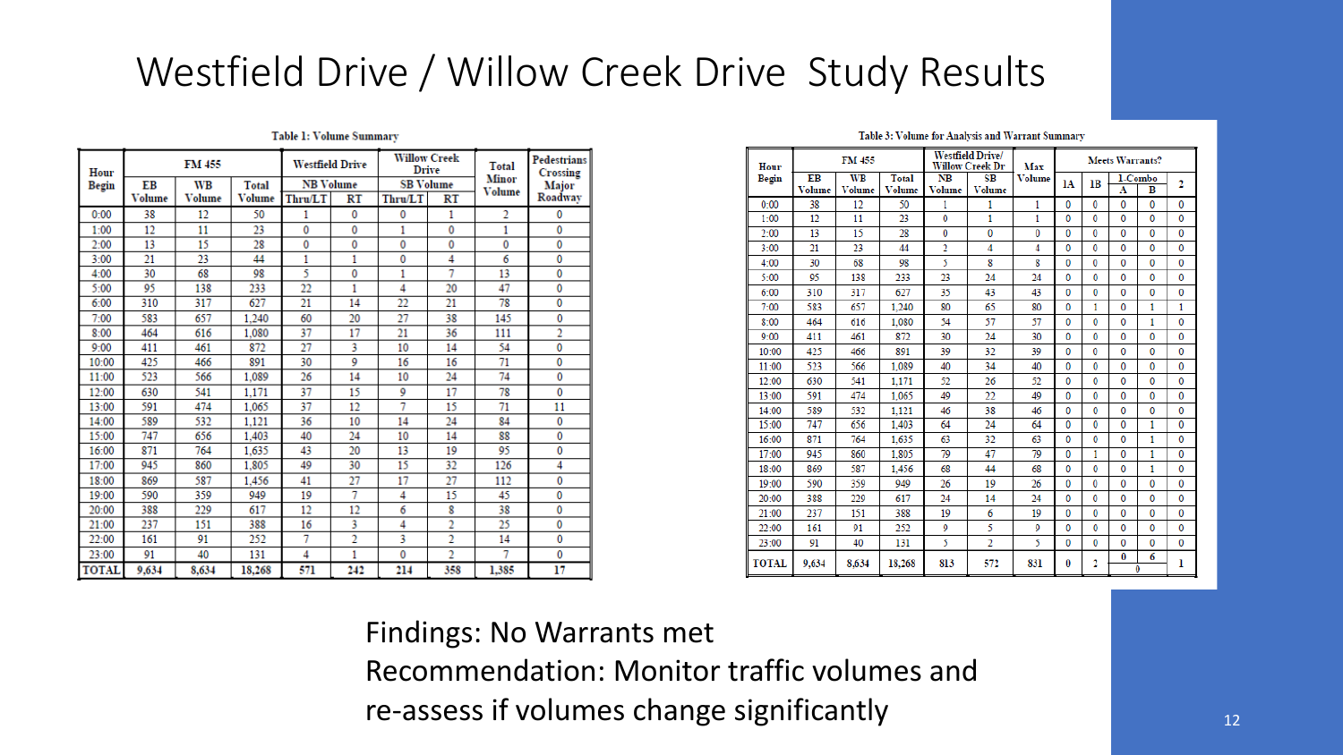# Westfield Drive / Willow Creek Drive Study Results

**Table 1: Volume Summary**

| Hour Begin | FM 455 | | | Westfield Drive | | Willow Creek Drive | | Total Minor Volume | Pedestrians Crossing Major Roadway |
|---|---|---|---|---|---|---|---|---|---|
| | EB Volume | WB Volume | Total Volume | NB Volume | | SB Volume | | | |
| | | | | Thru/LT | RT | Thru/LT | RT | | |
| 0:00 | 38 | 12 | 50 | 1 | 0 | 0 | 1 | 2 | 0 |
| 1:00 | 12 | 11 | 23 | 0 | 0 | 1 | 0 | 1 | 0 |
| 2:00 | 13 | 15 | 28 | 0 | 0 | 0 | 0 | 0 | 0 |
| 3:00 | 21 | 23 | 44 | 1 | 1 | 0 | 4 | 6 | 0 |
| 4:00 | 30 | 68 | 98 | 5 | 0 | 1 | 7 | 13 | 0 |
| 5:00 | 95 | 138 | 233 | 22 | 1 | 4 | 20 | 47 | 0 |
| 6:00 | 310 | 317 | 627 | 21 | 14 | 22 | 21 | 78 | 0 |
| 7:00 | 583 | 657 | 1,240 | 60 | 20 | 27 | 38 | 145 | 0 |
| 8:00 | 464 | 616 | 1,080 | 37 | 17 | 21 | 36 | 111 | 2 |
| 9:00 | 411 | 461 | 872 | 27 | 3 | 10 | 14 | 54 | 0 |
| 10:00 | 425 | 466 | 891 | 30 | 9 | 16 | 16 | 71 | 0 |
| 11:00 | 523 | 566 | 1,089 | 26 | 14 | 10 | 24 | 74 | 0 |
| 12:00 | 630 | 541 | 1,171 | 37 | 15 | 9 | 17 | 78 | 0 |
| 13:00 | 591 | 474 | 1,065 | 37 | 12 | 7 | 15 | 71 | 11 |
| 14:00 | 589 | 532 | 1,121 | 36 | 10 | 14 | 24 | 84 | 0 |
| 15:00 | 747 | 656 | 1,403 | 40 | 24 | 10 | 14 | 88 | 0 |
| 16:00 | 871 | 764 | 1,635 | 43 | 20 | 13 | 19 | 95 | 0 |
| 17:00 | 945 | 860 | 1,805 | 49 | 30 | 15 | 32 | 126 | 4 |
| 18:00 | 869 | 587 | 1,456 | 41 | 27 | 17 | 27 | 112 | 0 |
| 19:00 | 590 | 359 | 949 | 19 | 7 | 4 | 15 | 45 | 0 |
| 20:00 | 388 | 229 | 617 | 12 | 12 | 6 | 8 | 38 | 0 |
| 21:00 | 237 | 151 | 388 | 16 | 3 | 4 | 2 | 25 | 0 |
| 22:00 | 161 | 91 | 252 | 7 | 2 | 3 | 2 | 14 | 0 |
| 23:00 | 91 | 40 | 131 | 4 | 1 | 0 | 2 | 7 | 0 |
| TOTAL | 9,634 | 8,634 | 18,268 | 571 | 242 | 214 | 358 | 1,385 | 17 |

**Table 3: Volume for Analysis and Warrant Summary**

| Hour Begin | FM 455 | | | Westfield Drive/ Willow Creek Dr | | Max Volume | Meets Warrants? | | | | |
|---|---|---|---|---|---|---|---|---|---|---|---|
| | EB Volume | WB Volume | Total Volume | NB Volume | SB Volume | | 1A | 1B | 1-Combo | | 2 |
| | | | | | | | | | A | B | |
| 0:00 | 38 | 12 | 50 | 1 | 1 | 1 | 0 | 0 | 0 | 0 | 0 |
| 1:00 | 12 | 11 | 23 | 0 | 1 | 1 | 0 | 0 | 0 | 0 | 0 |
| 2:00 | 13 | 15 | 28 | 0 | 0 | 0 | 0 | 0 | 0 | 0 | 0 |
| 3:00 | 21 | 23 | 44 | 2 | 4 | 4 | 0 | 0 | 0 | 0 | 0 |
| 4:00 | 30 | 68 | 98 | 5 | 8 | 8 | 0 | 0 | 0 | 0 | 0 |
| 5:00 | 95 | 138 | 233 | 23 | 24 | 24 | 0 | 0 | 0 | 0 | 0 |
| 6:00 | 310 | 317 | 627 | 35 | 43 | 43 | 0 | 0 | 0 | 0 | 0 |
| 7:00 | 583 | 657 | 1,240 | 80 | 65 | 80 | 0 | 1 | 0 | 1 | 1 |
| 8:00 | 464 | 616 | 1,080 | 54 | 57 | 57 | 0 | 0 | 0 | 1 | 0 |
| 9:00 | 411 | 461 | 872 | 30 | 24 | 30 | 0 | 0 | 0 | 0 | 0 |
| 10:00 | 425 | 466 | 891 | 39 | 32 | 39 | 0 | 0 | 0 | 0 | 0 |
| 11:00 | 523 | 566 | 1,089 | 40 | 34 | 40 | 0 | 0 | 0 | 0 | 0 |
| 12:00 | 630 | 541 | 1,171 | 52 | 26 | 52 | 0 | 0 | 0 | 0 | 0 |
| 13:00 | 591 | 474 | 1,065 | 49 | 22 | 49 | 0 | 0 | 0 | 0 | 0 |
| 14:00 | 589 | 532 | 1,121 | 46 | 38 | 46 | 0 | 0 | 0 | 0 | 0 |
| 15:00 | 747 | 656 | 1,403 | 64 | 24 | 64 | 0 | 0 | 0 | 1 | 0 |
| 16:00 | 871 | 764 | 1,635 | 63 | 32 | 63 | 0 | 0 | 0 | 1 | 0 |
| 17:00 | 945 | 860 | 1,805 | 79 | 47 | 79 | 0 | 1 | 0 | 1 | 0 |
| 18:00 | 869 | 587 | 1,456 | 68 | 44 | 68 | 0 | 0 | 0 | 1 | 0 |
| 19:00 | 590 | 359 | 949 | 26 | 19 | 26 | 0 | 0 | 0 | 0 | 0 |
| 20:00 | 388 | 229 | 617 | 24 | 14 | 24 | 0 | 0 | 0 | 0 | 0 |
| 21:00 | 237 | 151 | 388 | 19 | 6 | 19 | 0 | 0 | 0 | 0 | 0 |
| 22:00 | 161 | 91 | 252 | 9 | 5 | 9 | 0 | 0 | 0 | 0 | 0 |
| 23:00 | 91 | 40 | 131 | 5 | 2 | 5 | 0 | 0 | 0 | 0 | 0 |
| TOTAL | 9,634 | 8,634 | 18,268 | 813 | 572 | 831 | 0 | 2 | 0 | 6 | 1 |
| | | | | | | | | | 0 | | |

Findings: No Warrants met

Recommendation: Monitor traffic volumes and re-assess if volumes change significantly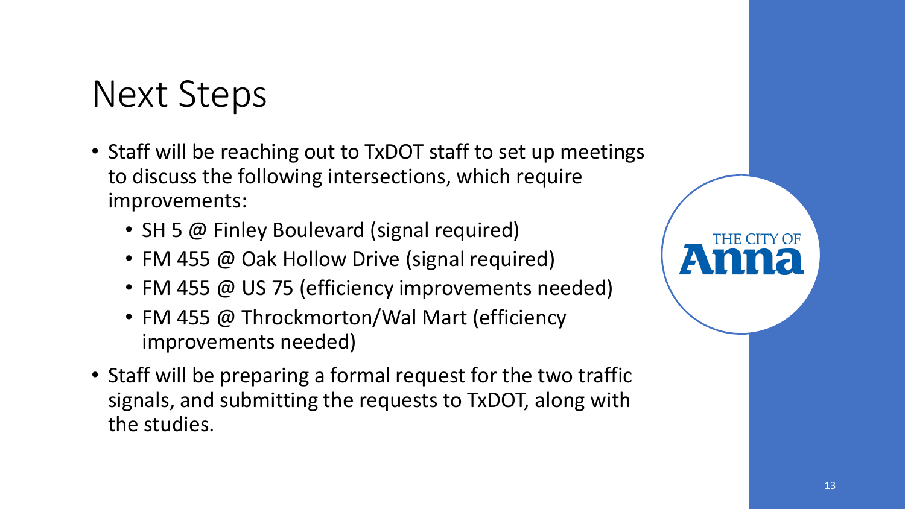# Next Steps

- Staff will be reaching out to TxDOT staff to set up meetings to discuss the following intersections, which require improvements:
  - SH 5 @ Finley Boulevard (signal required)
  - FM 455 @ Oak Hollow Drive (signal required)
  - FM 455 @ US 75 (efficiency improvements needed)
  - FM 455 @ Throckmorton/Wal Mart (efficiency improvements needed)
- Staff will be preparing a formal request for the two traffic signals, and submitting the requests to TxDOT, along with the studies.

THE CITY OF Anna